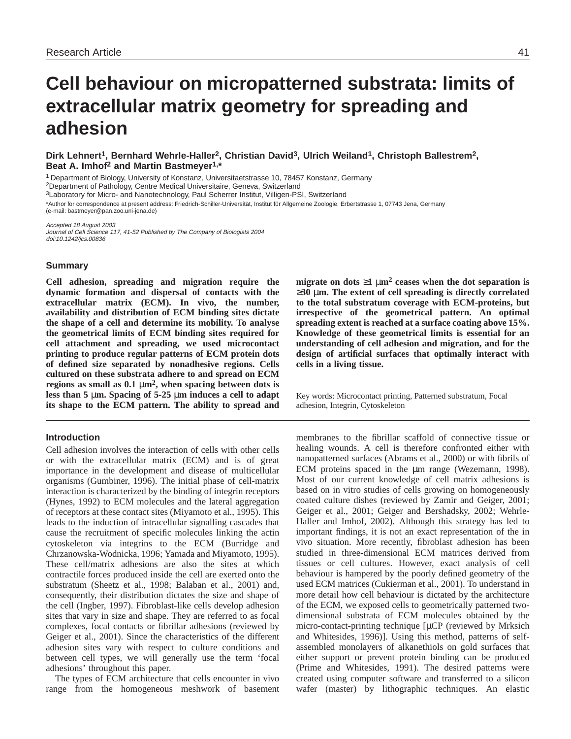Research Article

# Cell behaviour on micropatterned substrata: limits of extracellular matrix geometry for spreading and adhesion

**Dirk Lehnert[1], Bernhard Wehrle-Haller[2], Christian David[3], Ulrich Weiland[1], Christoph Ballestrem[2], Beat A. Imhof[2] and Martin Bastmeyer[1,*]**

[1] Department of Biology, University of Konstanz, Universitaetstrasse 10, 78457 Konstanz, Germany
[2] Department of Pathology, Centre Medical Universitaire, Geneva, Switzerland
[3] Laboratory for Micro- and Nanotechnology, Paul Scherrer Institut, Villigen-PSI, Switzerland
*Author for correspondence at present address: Friedrich-Schiller-Universität, Institut für Allgemeine Zoologie, Erbertstrasse 1, 07743 Jena, Germany (e-mail: bastmeyer@pan.zoo.uni-jena.de)

*Accepted 18 August 2003*
*Journal of Cell Science 117, 41-52 Published by The Company of Biologists 2004*
*doi:10.1242/jcs.00836*

## Summary

**Cell adhesion, spreading and migration require the dynamic formation and dispersal of contacts with the extracellular matrix (ECM). In vivo, the number, availability and distribution of ECM binding sites dictate the shape of a cell and determine its mobility. To analyse the geometrical limits of ECM binding sites required for cell attachment and spreading, we used microcontact printing to produce regular patterns of ECM protein dots of defined size separated by nonadhesive regions. Cells cultured on these substrata adhere to and spread on ECM regions as small as 0.1 μm$^2$, when spacing between dots is less than 5 μm. Spacing of 5-25 μm induces a cell to adapt its shape to the ECM pattern. The ability to spread and migrate on dots ≥1 μm$^2$ ceases when the dot separation is ≥30 μm. The extent of cell spreading is directly correlated to the total substratum coverage with ECM-proteins, but irrespective of the geometrical pattern. An optimal spreading extent is reached at a surface coating above 15%. Knowledge of these geometrical limits is essential for an understanding of cell adhesion and migration, and for the design of artificial surfaces that optimally interact with cells in a living tissue.**

Key words: Microcontact printing, Patterned substratum, Focal adhesion, Integrin, Cytoskeleton

## Introduction

Cell adhesion involves the interaction of cells with other cells or with the extracellular matrix (ECM) and is of great importance in the development and disease of multicellular organisms (Gumbiner, 1996). The initial phase of cell-matrix interaction is characterized by the binding of integrin receptors (Hynes, 1992) to ECM molecules and the lateral aggregation of receptors at these contact sites (Miyamoto et al., 1995). This leads to the induction of intracellular signalling cascades that cause the recruitment of specific molecules linking the actin cytoskeleton via integrins to the ECM (Burridge and Chrzanowska-Wodnicka, 1996; Yamada and Miyamoto, 1995). These cell/matrix adhesions are also the sites at which contractile forces produced inside the cell are exerted onto the substratum (Sheetz et al., 1998; Balaban et al., 2001) and, consequently, their distribution dictates the size and shape of the cell (Ingber, 1997). Fibroblast-like cells develop adhesion sites that vary in size and shape. They are referred to as focal complexes, focal contacts or fibrillar adhesions (reviewed by Geiger et al., 2001). Since the characteristics of the different adhesion sites vary with respect to culture conditions and between cell types, we will generally use the term 'focal adhesions' throughout this paper.

The types of ECM architecture that cells encounter in vivo range from the homogeneous meshwork of basement membranes to the fibrillar scaffold of connective tissue or healing wounds. A cell is therefore confronted either with nanopatterned surfaces (Abrams et al., 2000) or with fibrils of ECM proteins spaced in the μm range (Wezemann, 1998). Most of our current knowledge of cell matrix adhesions is based on in vitro studies of cells growing on homogeneously coated culture dishes (reviewed by Zamir and Geiger, 2001; Geiger et al., 2001; Geiger and Bershadsky, 2002; Wehrle-Haller and Imhof, 2002). Although this strategy has led to important findings, it is not an exact representation of the in vivo situation. More recently, fibroblast adhesion has been studied in three-dimensional ECM matrices derived from tissues or cell cultures. However, exact analysis of cell behaviour is hampered by the poorly defined geometry of the used ECM matrices (Cukierman et al., 2001). To understand in more detail how cell behaviour is dictated by the architecture of the ECM, we exposed cells to geometrically patterned two-dimensional substrata of ECM molecules obtained by the micro-contact-printing technique [μCP (reviewed by Mrksich and Whitesides, 1996)]. Using this method, patterns of self-assembled monolayers of alkanethiols on gold surfaces that either support or prevent protein binding can be produced (Prime and Whitesides, 1991). The desired patterns were created using computer software and transferred to a silicon wafer (master) by lithographic techniques. An elastic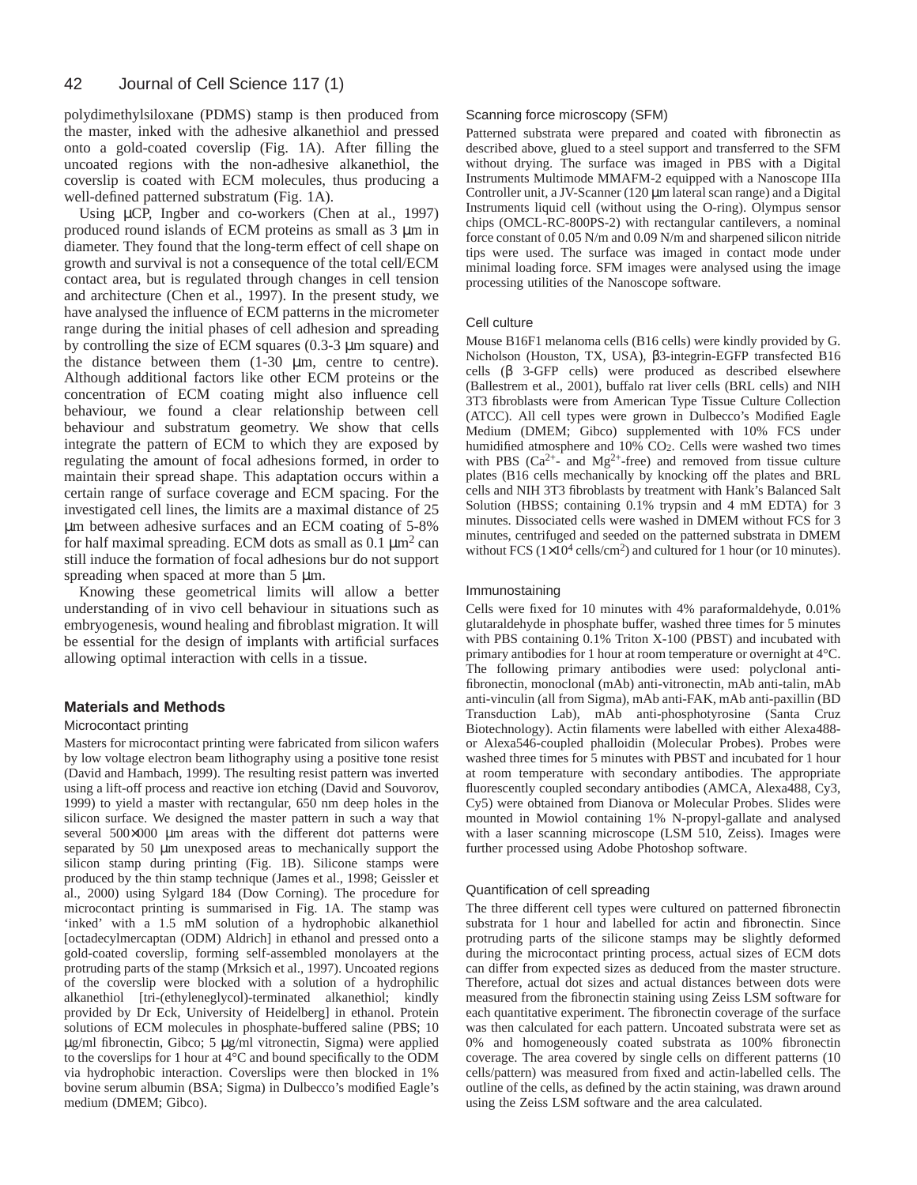polydimethylsiloxane (PDMS) stamp is then produced from the master, inked with the adhesive alkanethiol and pressed onto a gold-coated coverslip (Fig. 1A). After filling the uncoated regions with the non-adhesive alkanethiol, the coverslip is coated with ECM molecules, thus producing a well-defined patterned substratum (Fig. 1A).

Using μCP, Ingber and co-workers (Chen at al., 1997) produced round islands of ECM proteins as small as 3 μm in diameter. They found that the long-term effect of cell shape on growth and survival is not a consequence of the total cell/ECM contact area, but is regulated through changes in cell tension and architecture (Chen et al., 1997). In the present study, we have analysed the influence of ECM patterns in the micrometer range during the initial phases of cell adhesion and spreading by controlling the size of ECM squares (0.3-3 μm square) and the distance between them (1-30 μm, centre to centre). Although additional factors like other ECM proteins or the concentration of ECM coating might also influence cell behaviour, we found a clear relationship between cell behaviour and substratum geometry. We show that cells integrate the pattern of ECM to which they are exposed by regulating the amount of focal adhesions formed, in order to maintain their spread shape. This adaptation occurs within a certain range of surface coverage and ECM spacing. For the investigated cell lines, the limits are a maximal distance of 25 μm between adhesive surfaces and an ECM coating of 5-8% for half maximal spreading. ECM dots as small as 0.1 $\mu m^2$ can still induce the formation of focal adhesions bur do not support spreading when spaced at more than 5 μm.

Knowing these geometrical limits will allow a better understanding of in vivo cell behaviour in situations such as embryogenesis, wound healing and fibroblast migration. It will be essential for the design of implants with artificial surfaces allowing optimal interaction with cells in a tissue.

## Materials and Methods

### Microcontact printing

Masters for microcontact printing were fabricated from silicon wafers by low voltage electron beam lithography using a positive tone resist (David and Hambach, 1999). The resulting resist pattern was inverted using a lift-off process and reactive ion etching (David and Souvorov, 1999) to yield a master with rectangular, 650 nm deep holes in the silicon surface. We designed the master pattern in such a way that several 500×000 μm areas with the different dot patterns were separated by 50 μm unexposed areas to mechanically support the silicon stamp during printing (Fig. 1B). Silicone stamps were produced by the thin stamp technique (James et al., 1998; Geissler et al., 2000) using Sylgard 184 (Dow Corning). The procedure for microcontact printing is summarised in Fig. 1A. The stamp was 'inked' with a 1.5 mM solution of a hydrophobic alkanethiol [octadecylmercaptan (ODM) Aldrich] in ethanol and pressed onto a gold-coated coverslip, forming self-assembled monolayers at the protruding parts of the stamp (Mrksich et al., 1997). Uncoated regions of the coverslip were blocked with a solution of a hydrophilic alkanethiol [tri-(ethyleneglycol)-terminated alkanethiol; kindly provided by Dr Eck, University of Heidelberg] in ethanol. Protein solutions of ECM molecules in phosphate-buffered saline (PBS; 10 μg/ml fibronectin, Gibco; 5 μg/ml vitronectin, Sigma) were applied to the coverslips for 1 hour at 4°C and bound specifically to the ODM via hydrophobic interaction. Coverslips were then blocked in 1% bovine serum albumin (BSA; Sigma) in Dulbecco's modified Eagle's medium (DMEM; Gibco).

### Scanning force microscopy (SFM)

Patterned substrata were prepared and coated with fibronectin as described above, glued to a steel support and transferred to the SFM without drying. The surface was imaged in PBS with a Digital Instruments Multimode MMAFM-2 equipped with a Nanoscope IIIa Controller unit, a JV-Scanner (120 μm lateral scan range) and a Digital Instruments liquid cell (without using the O-ring). Olympus sensor chips (OMCL-RC-800PS-2) with rectangular cantilevers, a nominal force constant of 0.05 N/m and 0.09 N/m and sharpened silicon nitride tips were used. The surface was imaged in contact mode under minimal loading force. SFM images were analysed using the image processing utilities of the Nanoscope software.

### Cell culture

Mouse B16F1 melanoma cells (B16 cells) were kindly provided by G. Nicholson (Houston, TX, USA), β3-integrin-EGFP transfected B16 cells (β 3-GFP cells) were produced as described elsewhere (Ballestrem et al., 2001), buffalo rat liver cells (BRL cells) and NIH 3T3 fibroblasts were from American Type Tissue Culture Collection (ATCC). All cell types were grown in Dulbecco's Modified Eagle Medium (DMEM; Gibco) supplemented with 10% FCS under humidified atmosphere and 10% $CO_2$. Cells were washed two times with PBS ($Ca^{2+}$- and $Mg^{2+}$-free) and removed from tissue culture plates (B16 cells mechanically by knocking off the plates and BRL cells and NIH 3T3 fibroblasts by treatment with Hank's Balanced Salt Solution (HBSS; containing 0.1% trypsin and 4 mM EDTA) for 3 minutes. Dissociated cells were washed in DMEM without FCS for 3 minutes, centrifuged and seeded on the patterned substrata in DMEM without FCS ($1\times10^4$ cells/$cm^2$) and cultured for 1 hour (or 10 minutes).

### Immunostaining

Cells were fixed for 10 minutes with 4% paraformaldehyde, 0.01% glutaraldehyde in phosphate buffer, washed three times for 5 minutes with PBS containing 0.1% Triton X-100 (PBST) and incubated with primary antibodies for 1 hour at room temperature or overnight at 4°C. The following primary antibodies were used: polyclonal anti-fibronectin, monoclonal (mAb) anti-vitronectin, mAb anti-talin, mAb anti-vinculin (all from Sigma), mAb anti-FAK, mAb anti-paxillin (BD Transduction Lab), mAb anti-phosphotyrosine (Santa Cruz Biotechnology). Actin filaments were labelled with either Alexa488- or Alexa546-coupled phalloidin (Molecular Probes). Probes were washed three times for 5 minutes with PBST and incubated for 1 hour at room temperature with secondary antibodies. The appropriate fluorescently coupled secondary antibodies (AMCA, Alexa488, Cy3, Cy5) were obtained from Dianova or Molecular Probes. Slides were mounted in Mowiol containing 1% N-propyl-gallate and analysed with a laser scanning microscope (LSM 510, Zeiss). Images were further processed using Adobe Photoshop software.

### Quantification of cell spreading

The three different cell types were cultured on patterned fibronectin substrata for 1 hour and labelled for actin and fibronectin. Since protruding parts of the silicone stamps may be slightly deformed during the microcontact printing process, actual sizes of ECM dots can differ from expected sizes as deduced from the master structure. Therefore, actual dot sizes and actual distances between dots were measured from the fibronectin staining using Zeiss LSM software for each quantitative experiment. The fibronectin coverage of the surface was then calculated for each pattern. Uncoated substrata were set as 0% and homogeneously coated substrata as 100% fibronectin coverage. The area covered by single cells on different patterns (10 cells/pattern) was measured from fixed and actin-labelled cells. The outline of the cells, as defined by the actin staining, was drawn around using the Zeiss LSM software and the area calculated.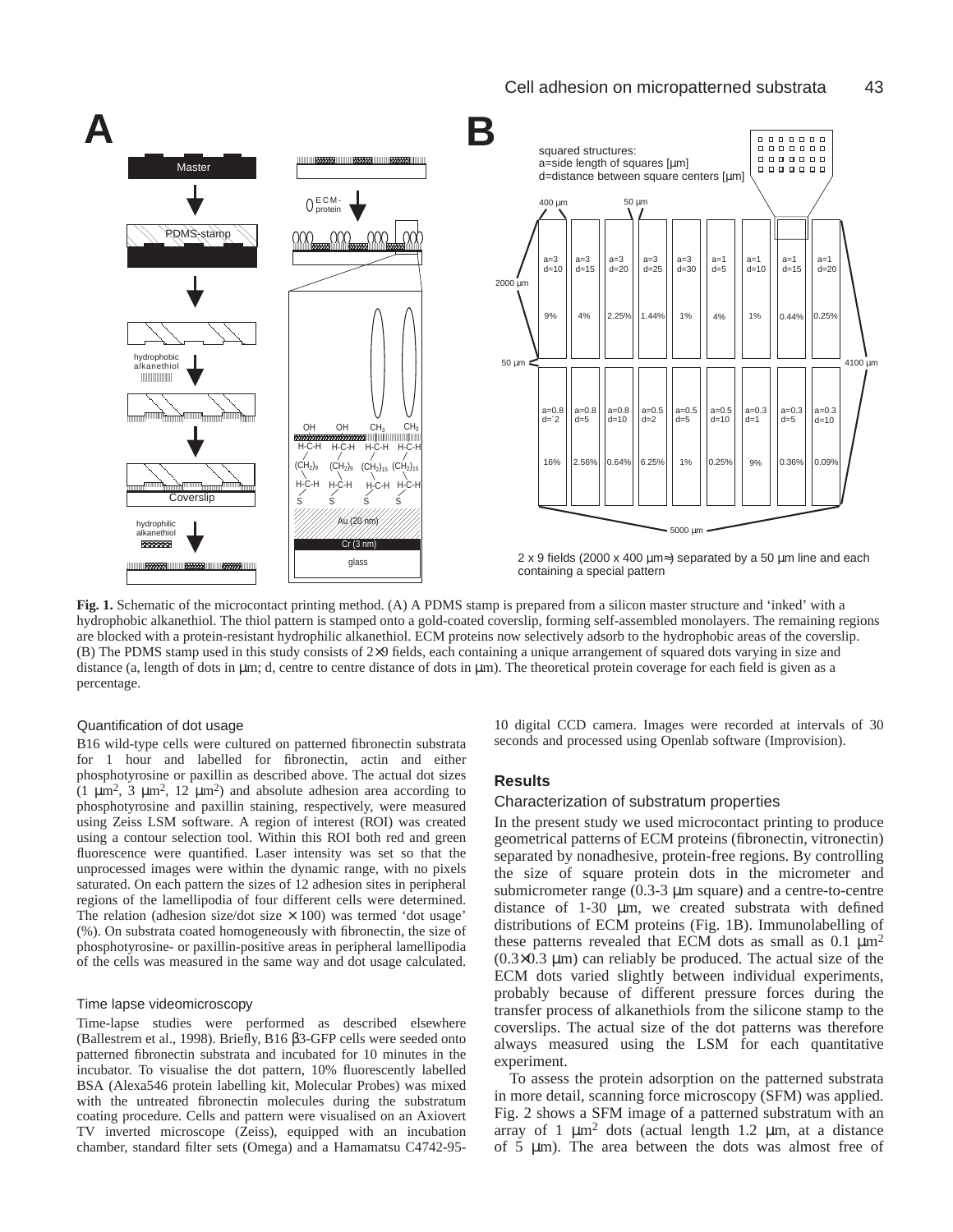**Fig. 1.** Schematic of the microcontact printing method. (A) A PDMS stamp is prepared from a silicon master structure and 'inked' with a hydrophobic alkanethiol. The thiol pattern is stamped onto a gold-coated coverslip, forming self-assembled monolayers. The remaining regions are blocked with a protein-resistant hydrophilic alkanethiol. ECM proteins now selectively adsorb to the hydrophobic areas of the coverslip. (B) The PDMS stamp used in this study consists of 2×9 fields, each containing a unique arrangement of squared dots varying in size and distance (a, length of dots in µm; d, centre to centre distance of dots in µm). The theoretical protein coverage for each field is given as a percentage.

### Quantification of dot usage

B16 wild-type cells were cultured on patterned fibronectin substrata for 1 hour and labelled for fibronectin, actin and either phosphotyrosine or paxillin as described above. The actual dot sizes (1 µm$^2$, 3 µm$^2$, 12 µm$^2$) and absolute adhesion area according to phosphotyrosine and paxillin staining, respectively, were measured using Zeiss LSM software. A region of interest (ROI) was created using a contour selection tool. Within this ROI both red and green fluorescence were quantified. Laser intensity was set so that the unprocessed images were within the dynamic range, with no pixels saturated. On each pattern the sizes of 12 adhesion sites in peripheral regions of the lamellipodia of four different cells were determined. The relation (adhesion size/dot size × 100) was termed 'dot usage' (%). On substrata coated homogeneously with fibronectin, the size of phosphotyrosine- or paxillin-positive areas in peripheral lamellipodia of the cells was measured in the same way and dot usage calculated.

### Time lapse videomicroscopy

Time-lapse studies were performed as described elsewhere (Ballestrem et al., 1998). Briefly, B16 β3-GFP cells were seeded onto patterned fibronectin substrata and incubated for 10 minutes in the incubator. To visualise the dot pattern, 10% fluorescently labelled BSA (Alexa546 protein labelling kit, Molecular Probes) was mixed with the untreated fibronectin molecules during the substratum coating procedure. Cells and pattern were visualised on an Axiovert TV inverted microscope (Zeiss), equipped with an incubation chamber, standard filter sets (Omega) and a Hamamatsu C4742-95-10 digital CCD camera. Images were recorded at intervals of 30 seconds and processed using Openlab software (Improvision).

## Results

### Characterization of substratum properties

In the present study we used microcontact printing to produce geometrical patterns of ECM proteins (fibronectin, vitronectin) separated by nonadhesive, protein-free regions. By controlling the size of square protein dots in the micrometer and submicrometer range (0.3-3 µm square) and a centre-to-centre distance of 1-30 µm, we created substrata with defined distributions of ECM proteins (Fig. 1B). Immunolabelling of these patterns revealed that ECM dots as small as 0.1 µm$^2$ (0.3×0.3 µm) can reliably be produced. The actual size of the ECM dots varied slightly between individual experiments, probably because of different pressure forces during the transfer process of alkanethiols from the silicone stamp to the coverslips. The actual size of the dot patterns was therefore always measured using the LSM for each quantitative experiment.

To assess the protein adsorption on the patterned substrata in more detail, scanning force microscopy (SFM) was applied. Fig. 2 shows a SFM image of a patterned substratum with an array of 1 µm$^2$ dots (actual length 1.2 µm, at a distance of 5 µm). The area between the dots was almost free of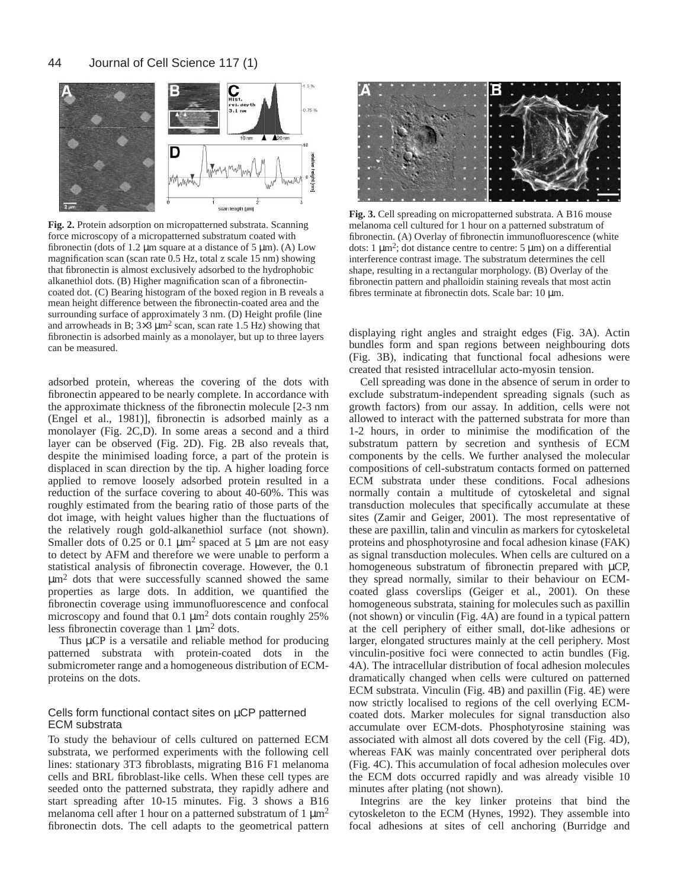**Fig. 2.** Protein adsorption on micropatterned substrata. Scanning force microscopy of a micropatterned substratum coated with fibronectin (dots of 1.2 μm square at a distance of 5 μm). (A) Low magnification scan (scan rate 0.5 Hz, total z scale 15 nm) showing that fibronectin is almost exclusively adsorbed to the hydrophobic alkanethiol dots. (B) Higher magnification scan of a fibronectin-coated dot. (C) Bearing histogram of the boxed region in B reveals a mean height difference between the fibronectin-coated area and the surrounding surface of approximately 3 nm. (D) Height profile (line and arrowheads in B; 3×3 μm$^2$ scan, scan rate 1.5 Hz) showing that fibronectin is adsorbed mainly as a monolayer, but up to three layers can be measured.

**Fig. 3.** Cell spreading on micropatterned substrata. A B16 mouse melanoma cell cultured for 1 hour on a patterned substratum of fibronectin. (A) Overlay of fibronectin immunofluorescence (white dots: 1 μm$^2$; dot distance centre to centre: 5 μm) on a differential interference contrast image. The substratum determines the cell shape, resulting in a rectangular morphology. (B) Overlay of the fibronectin pattern and phalloidin staining reveals that most actin fibres terminate at fibronectin dots. Scale bar: 10 μm.

adsorbed protein, whereas the covering of the dots with fibronectin appeared to be nearly complete. In accordance with the approximate thickness of the fibronectin molecule [2-3 nm (Engel et al., 1981)], fibronectin is adsorbed mainly as a monolayer (Fig. 2C,D). In some areas a second and a third layer can be observed (Fig. 2D). Fig. 2B also reveals that, despite the minimised loading force, a part of the protein is displaced in scan direction by the tip. A higher loading force applied to remove loosely adsorbed protein resulted in a reduction of the surface covering to about 40-60%. This was roughly estimated from the bearing ratio of those parts of the dot image, with height values higher than the fluctuations of the relatively rough gold-alkanethiol surface (not shown). Smaller dots of 0.25 or 0.1 μm$^2$ spaced at 5 μm are not easy to detect by AFM and therefore we were unable to perform a statistical analysis of fibronectin coverage. However, the 0.1 μm$^2$ dots that were successfully scanned showed the same properties as large dots. In addition, we quantified the fibronectin coverage using immunofluorescence and confocal microscopy and found that 0.1 μm$^2$ dots contain roughly 25% less fibronectin coverage than 1 μm$^2$ dots.

Thus μCP is a versatile and reliable method for producing patterned substrata with protein-coated dots in the submicrometer range and a homogeneous distribution of ECM-proteins on the dots.

### Cells form functional contact sites on μCP patterned ECM substrata

To study the behaviour of cells cultured on patterned ECM substrata, we performed experiments with the following cell lines: stationary 3T3 fibroblasts, migrating B16 F1 melanoma cells and BRL fibroblast-like cells. When these cell types are seeded onto the patterned substrata, they rapidly adhere and start spreading after 10-15 minutes. Fig. 3 shows a B16 melanoma cell after 1 hour on a patterned substratum of 1 μm$^2$ fibronectin dots. The cell adapts to the geometrical pattern displaying right angles and straight edges (Fig. 3A). Actin bundles form and span regions between neighbouring dots (Fig. 3B), indicating that functional focal adhesions were created that resisted intracellular acto-myosin tension.

Cell spreading was done in the absence of serum in order to exclude substratum-independent spreading signals (such as growth factors) from our assay. In addition, cells were not allowed to interact with the patterned substrata for more than 1-2 hours, in order to minimise the modification of the substratum pattern by secretion and synthesis of ECM components by the cells. We further analysed the molecular compositions of cell-substratum contacts formed on patterned ECM substrata under these conditions. Focal adhesions normally contain a multitude of cytoskeletal and signal transduction molecules that specifically accumulate at these sites (Zamir and Geiger, 2001). The most representative of these are paxillin, talin and vinculin as markers for cytoskeletal proteins and phosphotyrosine and focal adhesion kinase (FAK) as signal transduction molecules. When cells are cultured on a homogeneous substratum of fibronectin prepared with μCP, they spread normally, similar to their behaviour on ECM-coated glass coverslips (Geiger et al., 2001). On these homogeneous substrata, staining for molecules such as paxillin (not shown) or vinculin (Fig. 4A) are found in a typical pattern at the cell periphery of either small, dot-like adhesions or larger, elongated structures mainly at the cell periphery. Most vinculin-positive foci were connected to actin bundles (Fig. 4A). The intracellular distribution of focal adhesion molecules dramatically changed when cells were cultured on patterned ECM substrata. Vinculin (Fig. 4B) and paxillin (Fig. 4E) were now strictly localised to regions of the cell overlying ECM-coated dots. Marker molecules for signal transduction also accumulate over ECM-dots. Phosphotyrosine staining was associated with almost all dots covered by the cell (Fig. 4D), whereas FAK was mainly concentrated over peripheral dots (Fig. 4C). This accumulation of focal adhesion molecules over the ECM dots occurred rapidly and was already visible 10 minutes after plating (not shown).

Integrins are the key linker proteins that bind the cytoskeleton to the ECM (Hynes, 1992). They assemble into focal adhesions at sites of cell anchoring (Burridge and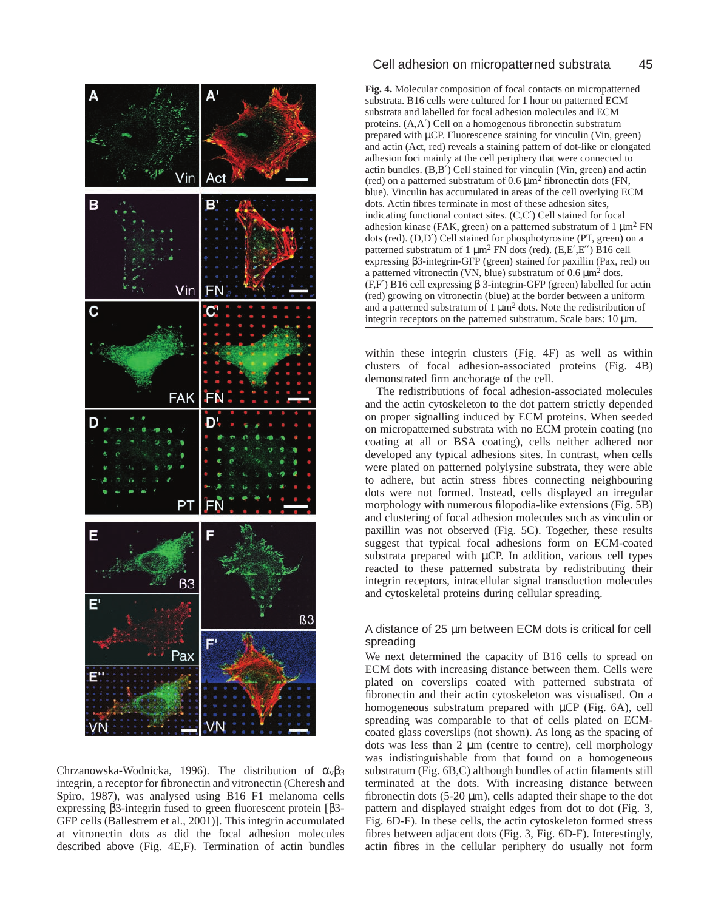**Fig. 4.** Molecular composition of focal contacts on micropatterned substrata. B16 cells were cultured for 1 hour on patterned ECM substrata and labelled for focal adhesion molecules and ECM proteins. (A,A′) Cell on a homogenous fibronectin substratum prepared with μCP. Fluorescence staining for vinculin (Vin, green) and actin (Act, red) reveals a staining pattern of dot-like or elongated adhesion foci mainly at the cell periphery that were connected to actin bundles. (B,B′) Cell stained for vinculin (Vin, green) and actin (red) on a patterned substratum of 0.6 μm$^2$ fibronectin dots (FN, blue). Vinculin has accumulated in areas of the cell overlying ECM dots. Actin fibres terminate in most of these adhesion sites, indicating functional contact sites. (C,C′) Cell stained for focal adhesion kinase (FAK, green) on a patterned substratum of 1 μm$^2$ FN dots (red). (D,D′) Cell stained for phosphotyrosine (PT, green) on a patterned substratum of 1 μm$^2$ FN dots (red). (E,E′,E′′) B16 cell expressing β3-integrin-GFP (green) stained for paxillin (Pax, red) on a patterned vitronectin (VN, blue) substratum of 0.6 μm$^2$ dots. (F,F′) B16 cell expressing β 3-integrin-GFP (green) labelled for actin (red) growing on vitronectin (blue) at the border between a uniform and a patterned substratum of 1 μm$^2$ dots. Note the redistribution of integrin receptors on the patterned substratum. Scale bars: 10 μm.

Chrzanowska-Wodnicka, 1996). The distribution of $\alpha_v\beta_3$ integrin, a receptor for fibronectin and vitronectin (Cheresh and Spiro, 1987), was analysed using B16 F1 melanoma cells expressing β3-integrin fused to green fluorescent protein [β3-GFP cells (Ballestrem et al., 2001)]. This integrin accumulated at vitronectin dots as did the focal adhesion molecules described above (Fig. 4E,F). Termination of actin bundles within these integrin clusters (Fig. 4F) as well as within clusters of focal adhesion-associated proteins (Fig. 4B) demonstrated firm anchorage of the cell.

The redistributions of focal adhesion-associated molecules and the actin cytoskeleton to the dot pattern strictly depended on proper signalling induced by ECM proteins. When seeded on micropatterned substrata with no ECM protein coating (no coating at all or BSA coating), cells neither adhered nor developed any typical adhesions sites. In contrast, when cells were plated on patterned polylysine substrata, they were able to adhere, but actin stress fibres connecting neighbouring dots were not formed. Instead, cells displayed an irregular morphology with numerous filopodia-like extensions (Fig. 5B) and clustering of focal adhesion molecules such as vinculin or paxillin was not observed (Fig. 5C). Together, these results suggest that typical focal adhesions form on ECM-coated substrata prepared with μCP. In addition, various cell types reacted to these patterned substrata by redistributing their integrin receptors, intracellular signal transduction molecules and cytoskeletal proteins during cellular spreading.

### A distance of 25 μm between ECM dots is critical for cell spreading

We next determined the capacity of B16 cells to spread on ECM dots with increasing distance between them. Cells were plated on coverslips coated with patterned substrata of fibronectin and their actin cytoskeleton was visualised. On a homogeneous substratum prepared with μCP (Fig. 6A), cell spreading was comparable to that of cells plated on ECM-coated glass coverslips (not shown). As long as the spacing of dots was less than 2 μm (centre to centre), cell morphology was indistinguishable from that found on a homogeneous substratum (Fig. 6B,C) although bundles of actin filaments still terminated at the dots. With increasing distance between fibronectin dots (5-20 μm), cells adapted their shape to the dot pattern and displayed straight edges from dot to dot (Fig. 3, Fig. 6D-F). In these cells, the actin cytoskeleton formed stress fibres between adjacent dots (Fig. 3, Fig. 6D-F). Interestingly, actin fibres in the cellular periphery do usually not form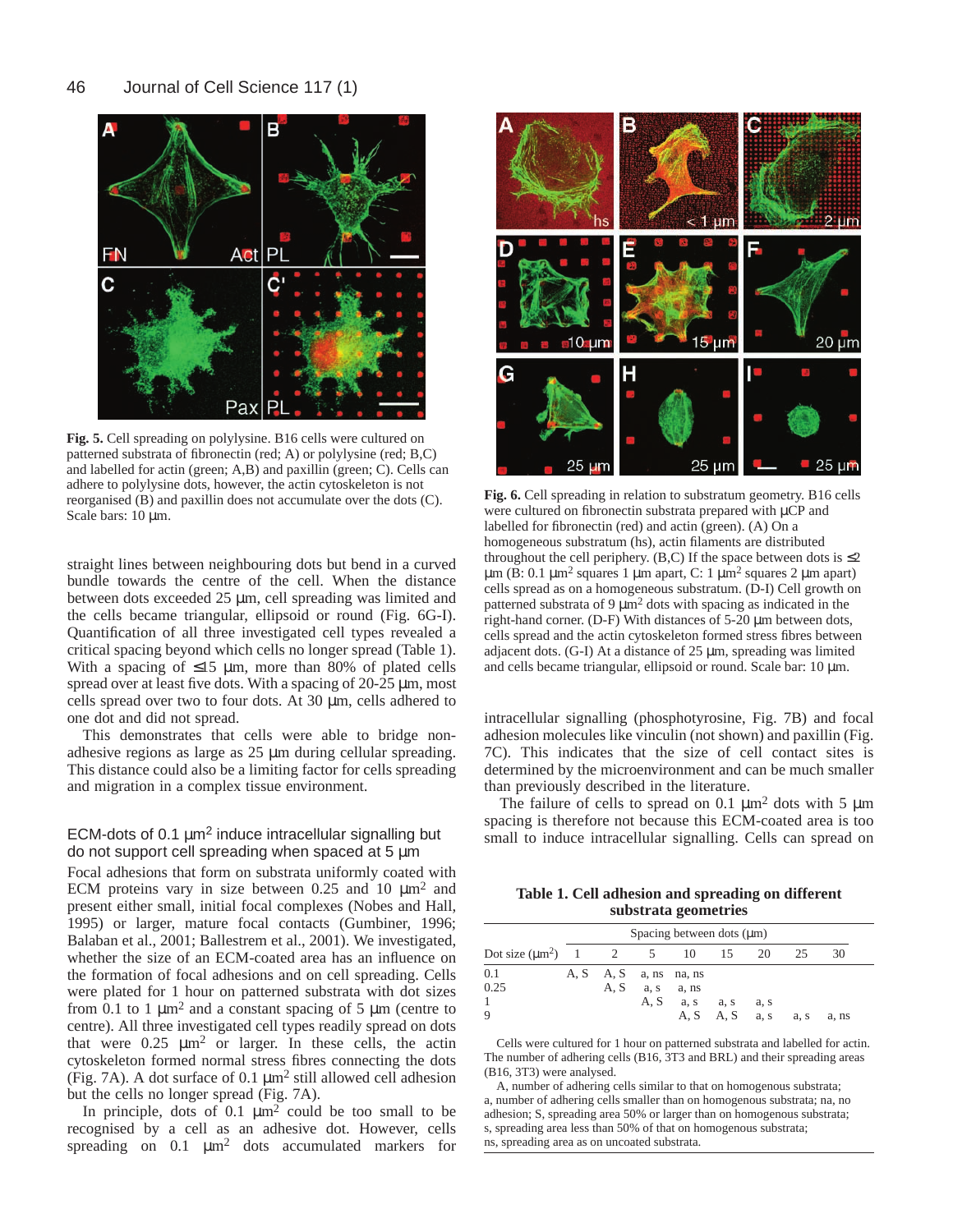**Fig. 5.** Cell spreading on polylysine. B16 cells were cultured on patterned substrata of fibronectin (red; A) or polylysine (red; B,C) and labelled for actin (green; A,B) and paxillin (green; C). Cells can adhere to polylysine dots, however, the actin cytoskeleton is not reorganised (B) and paxillin does not accumulate over the dots (C). Scale bars: 10 μm.

**Fig. 6.** Cell spreading in relation to substratum geometry. B16 cells were cultured on fibronectin substrata prepared with μCP and labelled for fibronectin (red) and actin (green). (A) On a homogeneous substratum (hs), actin filaments are distributed throughout the cell periphery. (B,C) If the space between dots is ≤2 μm (B: 0.1 μm² squares 1 μm apart, C: 1 μm² squares 2 μm apart) cells spread as on a homogeneous substratum. (D-I) Cell growth on patterned substrata of 9 μm² dots with spacing as indicated in the right-hand corner. (D-F) With distances of 5-20 μm between dots, cells spread and the actin cytoskeleton formed stress fibres between adjacent dots. (G-I) At a distance of 25 μm, spreading was limited and cells became triangular, ellipsoid or round. Scale bar: 10 μm.

straight lines between neighbouring dots but bend in a curved bundle towards the centre of the cell. When the distance between dots exceeded 25 μm, cell spreading was limited and the cells became triangular, ellipsoid or round (Fig. 6G-I). Quantification of all three investigated cell types revealed a critical spacing beyond which cells no longer spread (Table 1). With a spacing of ≤15 μm, more than 80% of plated cells spread over at least five dots. With a spacing of 20-25 μm, most cells spread over two to four dots. At 30 μm, cells adhered to one dot and did not spread.

This demonstrates that cells were able to bridge non-adhesive regions as large as 25 μm during cellular spreading. This distance could also be a limiting factor for cells spreading and migration in a complex tissue environment.

### ECM-dots of 0.1 μm² induce intracellular signalling but do not support cell spreading when spaced at 5 μm

Focal adhesions that form on substrata uniformly coated with ECM proteins vary in size between 0.25 and 10 μm² and present either small, initial focal complexes (Nobes and Hall, 1995) or larger, mature focal contacts (Gumbiner, 1996; Balaban et al., 2001; Ballestrem et al., 2001). We investigated, whether the size of an ECM-coated area has an influence on the formation of focal adhesions and on cell spreading. Cells were plated for 1 hour on patterned substrata with dot sizes from 0.1 to 1 μm² and a constant spacing of 5 μm (centre to centre). All three investigated cell types readily spread on dots that were 0.25 μm² or larger. In these cells, the actin cytoskeleton formed normal stress fibres connecting the dots (Fig. 7A). A dot surface of 0.1 μm² still allowed cell adhesion but the cells no longer spread (Fig. 7A).

In principle, dots of 0.1 μm² could be too small to be recognised by a cell as an adhesive dot. However, cells spreading on 0.1 μm² dots accumulated markers for intracellular signalling (phosphotyrosine, Fig. 7B) and focal adhesion molecules like vinculin (not shown) and paxillin (Fig. 7C). This indicates that the size of cell contact sites is determined by the microenvironment and can be much smaller than previously described in the literature.

The failure of cells to spread on 0.1 μm² dots with 5 μm spacing is therefore not because this ECM-coated area is too small to induce intracellular signalling. Cells can spread on

**Table 1. Cell adhesion and spreading on different substrata geometries**

| | Spacing between dots (μm) | | | | | | | |
|---|---|---|---|---|---|---|---|---|
| Dot size (μm²) | 1 | 2 | 5 | 10 | 15 | 20 | 25 | 30 |
| 0.1 | A, S | A, S | a, ns | na, ns | | | | |
| 0.25 | | A, S | a, s | a, ns | | | | |
| 1 | | | A, S | a, s | a, s | a, s | | |
| 9 | | | | A, S | A, S | a, s | a, s | a, ns |

Cells were cultured for 1 hour on patterned substrata and labelled for actin. The number of adhering cells (B16, 3T3 and BRL) and their spreading areas (B16, 3T3) were analysed.

A, number of adhering cells similar to that on homogenous substrata; a, number of adhering cells smaller than on homogenous substrata; na, no adhesion; S, spreading area 50% or larger than on homogenous substrata; s, spreading area less than 50% of that on homogenous substrata; ns, spreading area as on uncoated substrata.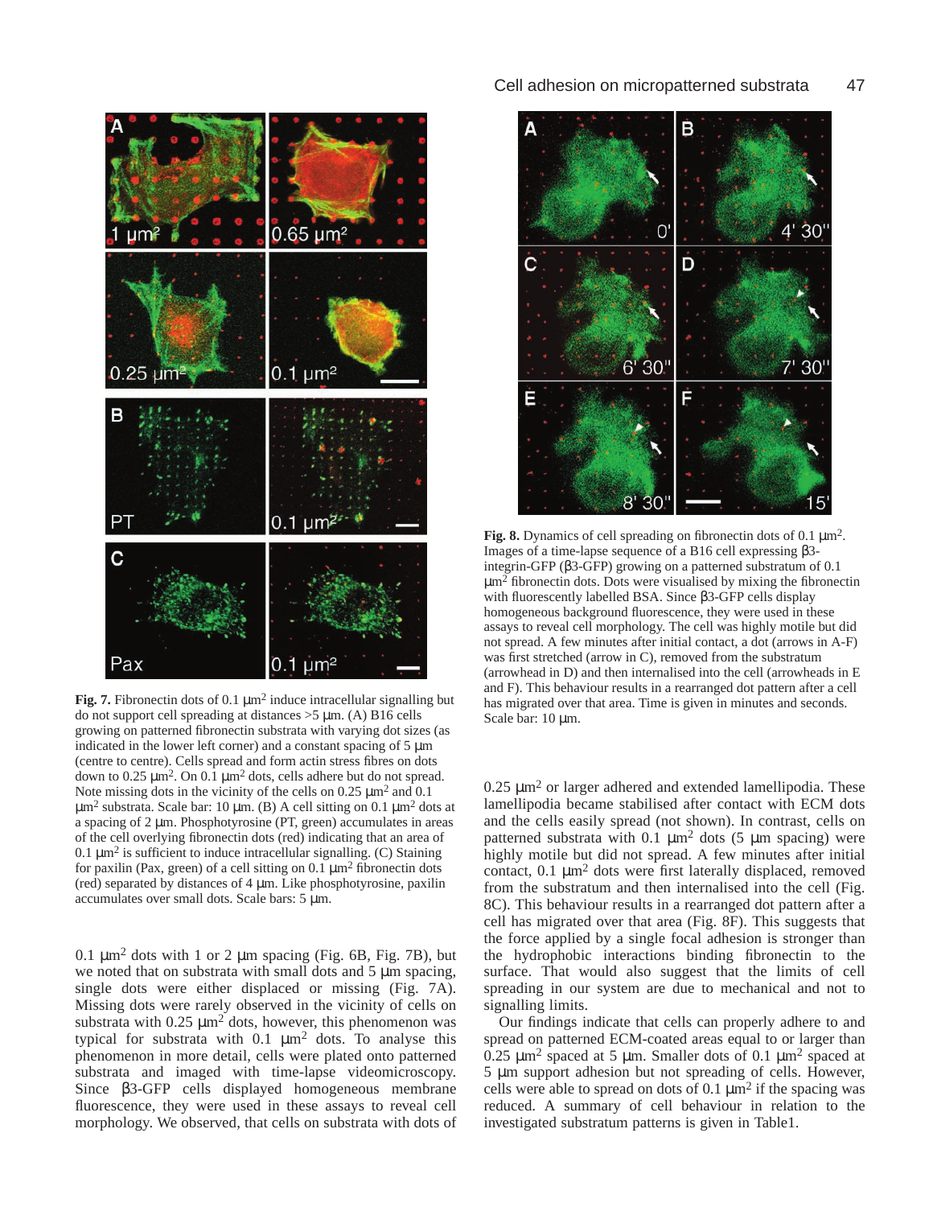**Fig. 7.** Fibronectin dots of 0.1 μm$^2$ induce intracellular signalling but do not support cell spreading at distances >5 μm. (A) B16 cells growing on patterned fibronectin substrata with varying dot sizes (as indicated in the lower left corner) and a constant spacing of 5 μm (centre to centre). Cells spread and form actin stress fibres on dots down to 0.25 μm$^2$. On 0.1 μm$^2$ dots, cells adhere but do not spread. Note missing dots in the vicinity of the cells on 0.25 μm$^2$ and 0.1 μm$^2$ substrata. Scale bar: 10 μm. (B) A cell sitting on 0.1 μm$^2$ dots at a spacing of 2 μm. Phosphotyrosine (PT, green) accumulates in areas of the cell overlying fibronectin dots (red) indicating that an area of 0.1 μm$^2$ is sufficient to induce intracellular signalling. (C) Staining for paxilin (Pax, green) of a cell sitting on 0.1 μm$^2$ fibronectin dots (red) separated by distances of 4 μm. Like phosphotyrosine, paxilin accumulates over small dots. Scale bars: 5 μm.

**Fig. 8.** Dynamics of cell spreading on fibronectin dots of 0.1 μm$^2$. Images of a time-lapse sequence of a B16 cell expressing β3-integrin-GFP (β3-GFP) growing on a patterned substratum of 0.1 μm$^2$ fibronectin dots. Dots were visualised by mixing the fibronectin with fluorescently labelled BSA. Since β3-GFP cells display homogeneous background fluorescence, they were used in these assays to reveal cell morphology. The cell was highly motile but did not spread. A few minutes after initial contact, a dot (arrows in A-F) was first stretched (arrow in C), removed from the substratum (arrowhead in D) and then internalised into the cell (arrowheads in E and F). This behaviour results in a rearranged dot pattern after a cell has migrated over that area. Time is given in minutes and seconds. Scale bar: 10 μm.

0.1 μm$^2$ dots with 1 or 2 μm spacing (Fig. 6B, Fig. 7B), but we noted that on substrata with small dots and 5 μm spacing, single dots were either displaced or missing (Fig. 7A). Missing dots were rarely observed in the vicinity of cells on substrata with 0.25 μm$^2$ dots, however, this phenomenon was typical for substrata with 0.1 μm$^2$ dots. To analyse this phenomenon in more detail, cells were plated onto patterned substrata and imaged with time-lapse videomicroscopy. Since β3-GFP cells displayed homogeneous membrane fluorescence, they were used in these assays to reveal cell morphology. We observed, that cells on substrata with dots of 0.25 μm$^2$ or larger adhered and extended lamellipodia. These lamellipodia became stabilised after contact with ECM dots and the cells easily spread (not shown). In contrast, cells on patterned substrata with 0.1 μm$^2$ dots (5 μm spacing) were highly motile but did not spread. A few minutes after initial contact, 0.1 μm$^2$ dots were first laterally displaced, removed from the substratum and then internalised into the cell (Fig. 8C). This behaviour results in a rearranged dot pattern after a cell has migrated over that area (Fig. 8F). This suggests that the force applied by a single focal adhesion is stronger than the hydrophobic interactions binding fibronectin to the surface. That would also suggest that the limits of cell spreading in our system are due to mechanical and not to signalling limits.

Our findings indicate that cells can properly adhere to and spread on patterned ECM-coated areas equal to or larger than 0.25 μm$^2$ spaced at 5 μm. Smaller dots of 0.1 μm$^2$ spaced at 5 μm support adhesion but not spreading of cells. However, cells were able to spread on dots of 0.1 μm$^2$ if the spacing was reduced. A summary of cell behaviour in relation to the investigated substratum patterns is given in Table1.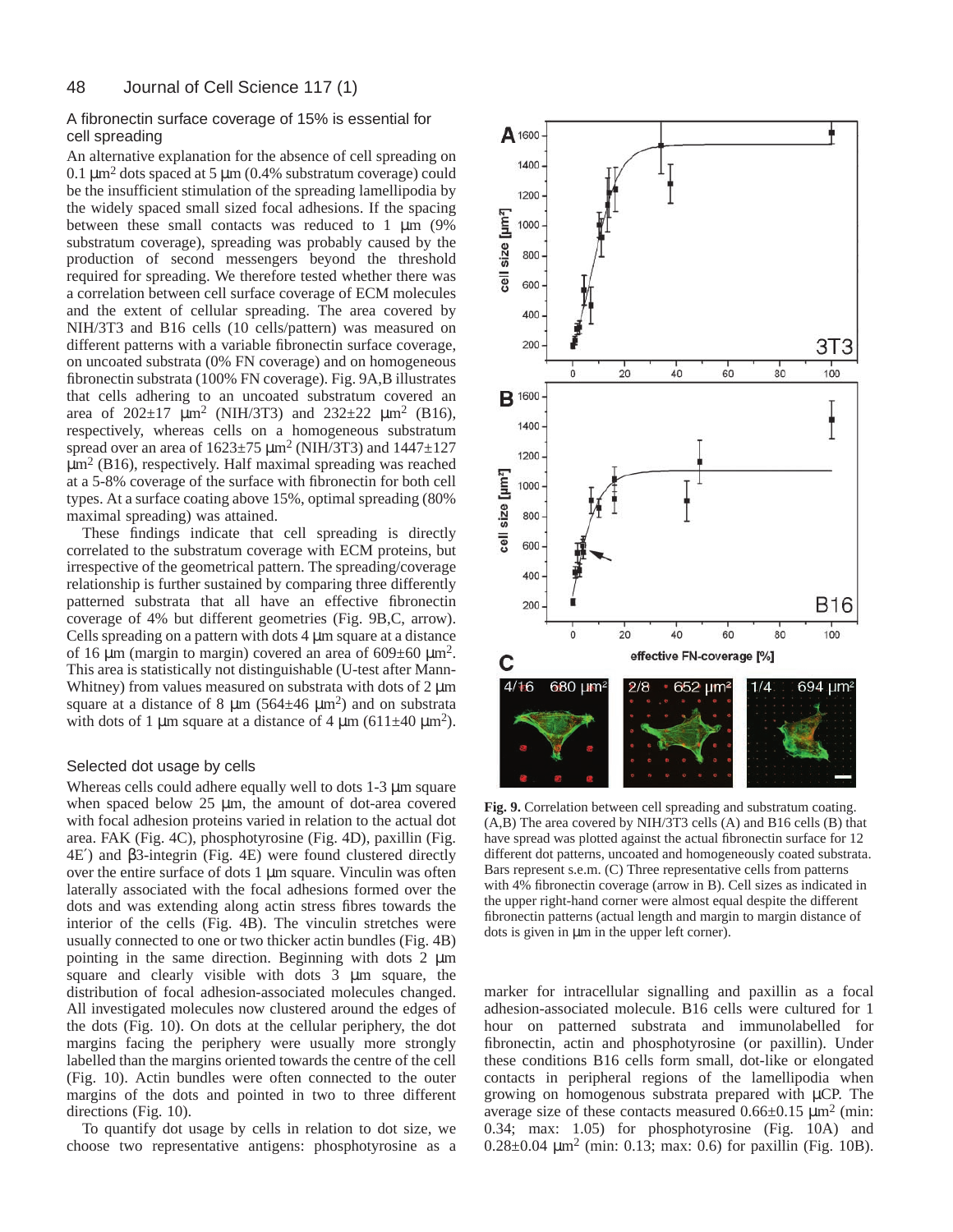### A fibronectin surface coverage of 15% is essential for cell spreading

An alternative explanation for the absence of cell spreading on 0.1 μm² dots spaced at 5 μm (0.4% substratum coverage) could be the insufficient stimulation of the spreading lamellipodia by the widely spaced small sized focal adhesions. If the spacing between these small contacts was reduced to 1 μm (9% substratum coverage), spreading was probably caused by the production of second messengers beyond the threshold required for spreading. We therefore tested whether there was a correlation between cell surface coverage of ECM molecules and the extent of cellular spreading. The area covered by NIH/3T3 and B16 cells (10 cells/pattern) was measured on different patterns with a variable fibronectin surface coverage, on uncoated substrata (0% FN coverage) and on homogeneous fibronectin substrata (100% FN coverage). Fig. 9A,B illustrates that cells adhering to an uncoated substratum covered an area of 202±17 μm² (NIH/3T3) and 232±22 μm² (B16), respectively, whereas cells on a homogeneous substratum spread over an area of 1623±75 μm² (NIH/3T3) and 1447±127 μm² (B16), respectively. Half maximal spreading was reached at a 5-8% coverage of the surface with fibronectin for both cell types. At a surface coating above 15%, optimal spreading (80% maximal spreading) was attained.

These findings indicate that cell spreading is directly correlated to the substratum coverage with ECM proteins, but irrespective of the geometrical pattern. The spreading/coverage relationship is further sustained by comparing three differently patterned substrata that all have an effective fibronectin coverage of 4% but different geometries (Fig. 9B,C, arrow). Cells spreading on a pattern with dots 4 μm square at a distance of 16 μm (margin to margin) covered an area of 609±60 μm². This area is statistically not distinguishable (U-test after Mann-Whitney) from values measured on substrata with dots of 2 μm square at a distance of 8 μm (564±46 μm²) and on substrata with dots of 1 μm square at a distance of 4 μm (611±40 μm²).

### Selected dot usage by cells

Whereas cells could adhere equally well to dots 1-3 μm square when spaced below 25 μm, the amount of dot-area covered with focal adhesion proteins varied in relation to the actual dot area. FAK (Fig. 4C), phosphotyrosine (Fig. 4D), paxillin (Fig. 4E′) and β3-integrin (Fig. 4E) were found clustered directly over the entire surface of dots 1 μm square. Vinculin was often laterally associated with the focal adhesions formed over the dots and was extending along actin stress fibres towards the interior of the cells (Fig. 4B). The vinculin stretches were usually connected to one or two thicker actin bundles (Fig. 4B) pointing in the same direction. Beginning with dots 2 μm square and clearly visible with dots 3 μm square, the distribution of focal adhesion-associated molecules changed. All investigated molecules now clustered around the edges of the dots (Fig. 10). On dots at the cellular periphery, the dot margins facing the periphery were usually more strongly labelled than the margins oriented towards the centre of the cell (Fig. 10). Actin bundles were often connected to the outer margins of the dots and pointed in two to three different directions (Fig. 10).

To quantify dot usage by cells in relation to dot size, we choose two representative antigens: phosphotyrosine as a marker for intracellular signalling and paxillin as a focal adhesion-associated molecule. B16 cells were cultured for 1 hour on patterned substrata and immunolabelled for fibronectin, actin and phosphotyrosine (or paxillin). Under these conditions B16 cells form small, dot-like or elongated contacts in peripheral regions of the lamellipodia when growing on homogenous substrata prepared with μCP. The average size of these contacts measured 0.66±0.15 μm² (min: 0.34; max: 1.05) for phosphotyrosine (Fig. 10A) and 0.28±0.04 μm² (min: 0.13; max: 0.6) for paxillin (Fig. 10B).

**Fig. 9.** Correlation between cell spreading and substratum coating. (A,B) The area covered by NIH/3T3 cells (A) and B16 cells (B) that have spread was plotted against the actual fibronectin surface for 12 different dot patterns, uncoated and homogeneously coated substrata. Bars represent s.e.m. (C) Three representative cells from patterns with 4% fibronectin coverage (arrow in B). Cell sizes as indicated in the upper right-hand corner were almost equal despite the different fibronectin patterns (actual length and margin to margin distance of dots is given in μm in the upper left corner).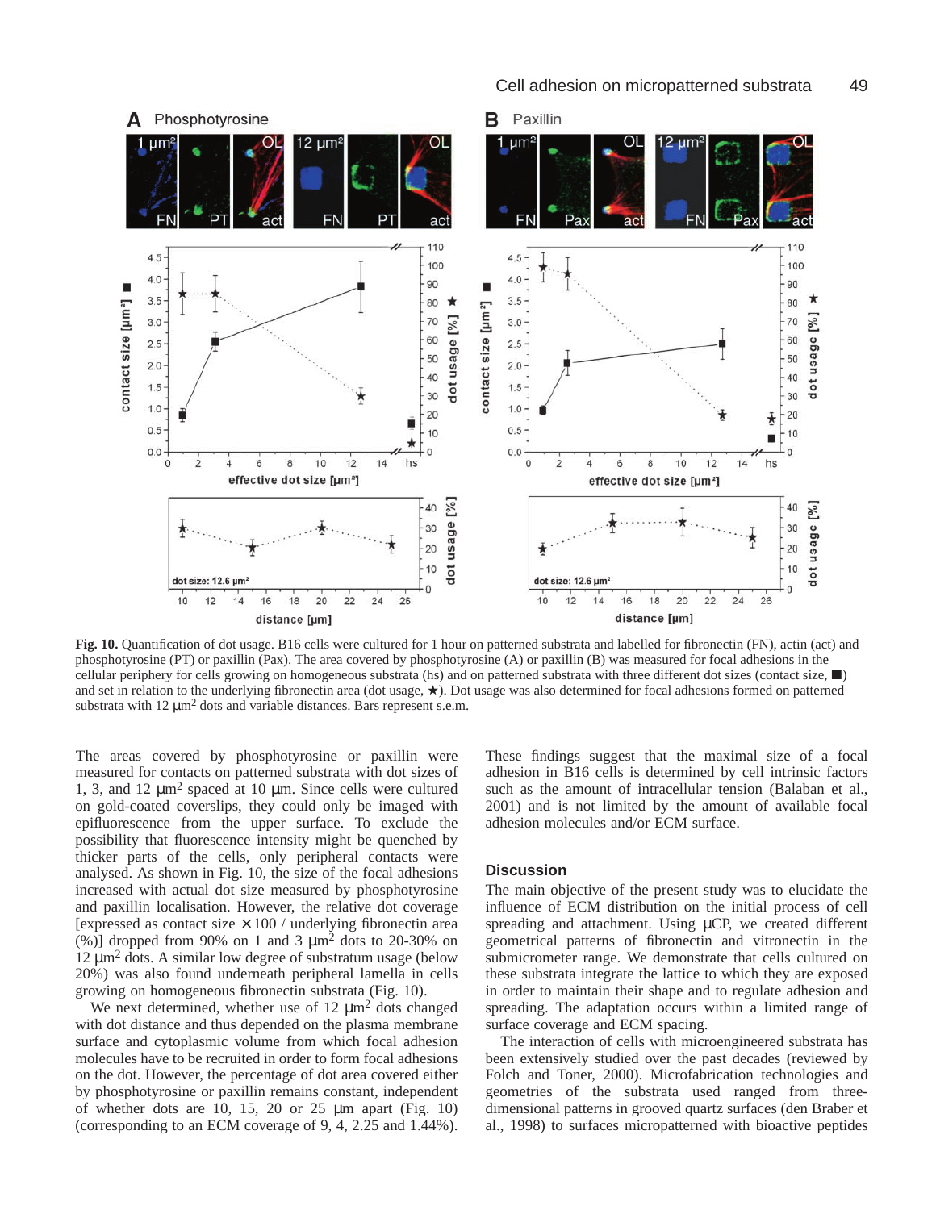**Fig. 10.** Quantification of dot usage. B16 cells were cultured for 1 hour on patterned substrata and labelled for fibronectin (FN), actin (act) and phosphotyrosine (PT) or paxillin (Pax). The area covered by phosphotyrosine (A) or paxillin (B) was measured for focal adhesions in the cellular periphery for cells growing on homogeneous substrata (hs) and on patterned substrata with three different dot sizes (contact size, ■) and set in relation to the underlying fibronectin area (dot usage, ★). Dot usage was also determined for focal adhesions formed on patterned substrata with 12 μm² dots and variable distances. Bars represent s.e.m.

The areas covered by phosphotyrosine or paxillin were measured for contacts on patterned substrata with dots of 1, 3, and 12 μm² spaced at 10 μm. Since cells were cultured on gold-coated coverslips, they could only be imaged with epifluorescence from the upper surface. To exclude the possibility that fluorescence intensity might be quenched by thicker parts of the cells, only peripheral contacts were analysed. As shown in Fig. 10, the size of the focal adhesions increased with actual dot size measured by phosphotyrosine and paxillin localisation. However, the relative dot coverage [expressed as contact size × 100 / underlying fibronectin area (%)] dropped from 90% on 1 and 3 μm² dots to 20-30% on 12 μm² dots. A similar low degree of substratum usage (below 20%) was also found underneath peripheral lamella in cells growing on homogeneous fibronectin substrata (Fig. 10).

We next determined, whether use of 12 μm² dots changed with dot distance and thus depended on the plasma membrane surface and cytoplasmic volume from which focal adhesion molecules have to be recruited in order to form focal adhesions on the dot. However, the percentage of dot area covered either by phosphotyrosine or paxillin remains constant, independent of whether dots are 10, 15, 20 or 25 μm apart (Fig. 10) (corresponding to an ECM coverage of 9, 4, 2.25 and 1.44%). These findings suggest that the maximal size of a focal adhesion in B16 cells is determined by cell intrinsic factors such as the amount of intracellular tension (Balaban et al., 2001) and is not limited by the amount of available focal adhesion molecules and/or ECM surface.

## Discussion

The main objective of the present study was to elucidate the influence of ECM distribution on the initial process of cell spreading and attachment. Using μCP, we created different geometrical patterns of fibronectin and vitronectin in the submicrometer range. We demonstrate that cells cultured on these substrata integrate the lattice to which they are exposed in order to maintain their shape and to regulate adhesion and spreading. The adaptation occurs within a limited range of surface coverage and ECM spacing.

The interaction of cells with microengineered substrata has been extensively studied over the past decades (reviewed by Folch and Toner, 2000). Microfabrication technologies and geometries of the substrata used ranged from three-dimensional patterns in grooved quartz surfaces (den Braber et al., 1998) to surfaces micropatterned with bioactive peptides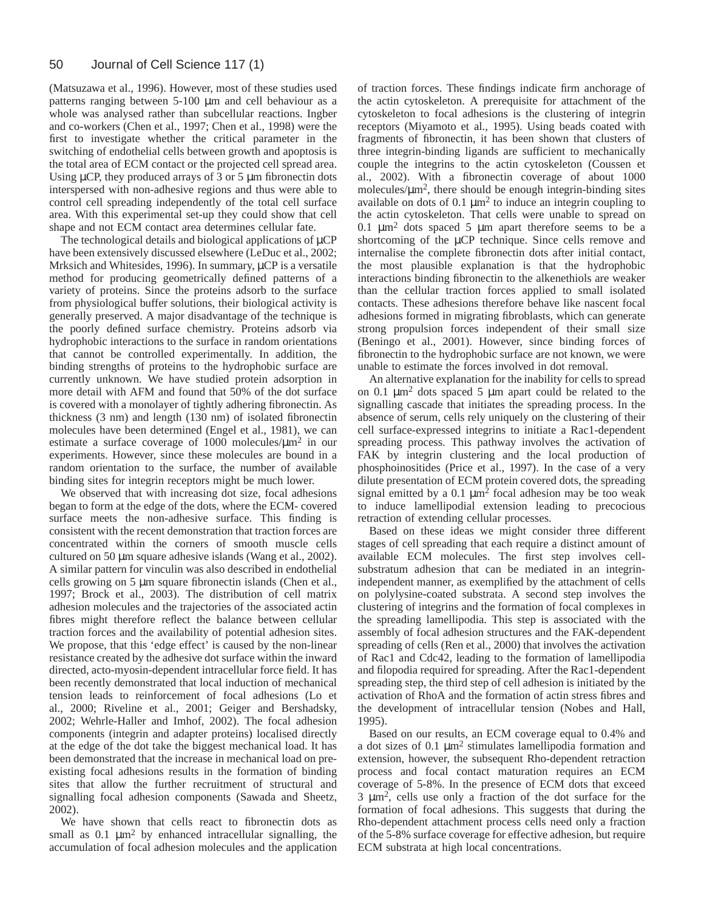(Matsuzawa et al., 1996). However, most of these studies used patterns ranging between 5-100 μm and cell behaviour as a whole was analysed rather than subcellular reactions. Ingber and co-workers (Chen et al., 1997; Chen et al., 1998) were the first to investigate whether the critical parameter in the switching of endothelial cells between growth and apoptosis is the total area of ECM contact or the projected cell spread area. Using μCP, they produced arrays of 3 or 5 μm fibronectin dots interspersed with non-adhesive regions and thus were able to control cell spreading independently of the total cell surface area. With this experimental set-up they could show that cell shape and not ECM contact area determines cellular fate.

The technological details and biological applications of μCP have been extensively discussed elsewhere (LeDuc et al., 2002; Mrksich and Whitesides, 1996). In summary, μCP is a versatile method for producing geometrically defined patterns of a variety of proteins. Since the proteins adsorb to the surface from physiological buffer solutions, their biological activity is generally preserved. A major disadvantage of the technique is the poorly defined surface chemistry. Proteins adsorb via hydrophobic interactions to the surface in random orientations that cannot be controlled experimentally. In addition, the binding strengths of proteins to the hydrophobic surface are currently unknown. We have studied protein adsorption in more detail with AFM and found that 50% of the dot surface is covered with a monolayer of tightly adhering fibronectin. As thickness (3 nm) and length (130 nm) of isolated fibronectin molecules have been determined (Engel et al., 1981), we can estimate a surface coverage of 1000 molecules/$\mu m^2$ in our experiments. However, since these molecules are bound in a random orientation to the surface, the number of available binding sites for integrin receptors might be much lower.

We observed that with increasing dot size, focal adhesions began to form at the edge of the dots, where the ECM- covered surface meets the non-adhesive surface. This finding is consistent with the recent demonstration that traction forces are concentrated within the corners of smooth muscle cells cultured on 50 μm square adhesive islands (Wang et al., 2002). A similar pattern for vinculin was also described in endothelial cells growing on 5 μm square fibronectin islands (Chen et al., 1997; Brock et al., 2003). The distribution of cell matrix adhesion molecules and the trajectories of the associated actin fibres might therefore reflect the balance between cellular traction forces and the availability of potential adhesion sites. We propose, that this 'edge effect' is caused by the non-linear resistance created by the adhesive dot surface within the inward directed, acto-myosin-dependent intracellular force field. It has been recently demonstrated that local induction of mechanical tension leads to reinforcement of focal adhesions (Lo et al., 2000; Riveline et al., 2001; Geiger and Bershadsky, 2002; Wehrle-Haller and Imhof, 2002). The focal adhesion components (integrin and adapter proteins) localised directly at the edge of the dot take the biggest mechanical load. It has been demonstrated that the increase in mechanical load on pre-existing focal adhesions results in the formation of binding sites that allow the further recruitment of structural and signalling focal adhesion components (Sawada and Sheetz, 2002).

We have shown that cells react to fibronectin dots as small as 0.1 $\mu m^2$ by enhanced intracellular signalling, the accumulation of focal adhesion molecules and the application of traction forces. These findings indicate firm anchorage of the actin cytoskeleton. A prerequisite for attachment of the cytoskeleton to focal adhesions is the clustering of integrin receptors (Miyamoto et al., 1995). Using beads coated with fragments of fibronectin, it has been shown that clusters of three integrin-binding ligands are sufficient to mechanically couple the integrins to the actin cytoskeleton (Coussen et al., 2002). With a fibronectin coverage of about 1000 molecules/$\mu m^2$, there should be enough integrin-binding sites available on dots of 0.1 $\mu m^2$ to induce an integrin coupling to the actin cytoskeleton. That cells were unable to spread on 0.1 $\mu m^2$ dots spaced 5 μm apart therefore seems to be a shortcoming of the μCP technique. Since cells remove and internalise the complete fibronectin dots after initial contact, the most plausible explanation is that the hydrophobic interactions binding fibronectin to the alkenethiols are weaker than the cellular traction forces applied to small isolated contacts. These adhesions therefore behave like nascent focal adhesions formed in migrating fibroblasts, which can generate strong propulsion forces independent of their small size (Beningo et al., 2001). However, since binding forces of fibronectin to the hydrophobic surface are not known, we were unable to estimate the forces involved in dot removal.

An alternative explanation for the inability for cells to spread on 0.1 $\mu m^2$ dots spaced 5 μm apart could be related to the signalling cascade that initiates the spreading process. In the absence of serum, cells rely uniquely on the clustering of their cell surface-expressed integrins to initiate a Rac1-dependent spreading process. This pathway involves the activation of FAK by integrin clustering and the local production of phosphoinositides (Price et al., 1997). In the case of a very dilute presentation of ECM protein covered dots, the spreading signal emitted by a 0.1 $\mu m^2$ focal adhesion may be too weak to induce lamellipodial extension leading to precocious retraction of extending cellular processes.

Based on these ideas we might consider three different stages of cell spreading that each require a distinct amount of available ECM molecules. The first step involves cell-substratum adhesion that can be mediated in an integrin-independent manner, as exemplified by the attachment of cells on polylysine-coated substrata. A second step involves the clustering of integrins and the formation of focal complexes in the spreading lamellipodia. This step is associated with the assembly of focal adhesion structures and the FAK-dependent spreading of cells (Ren et al., 2000) that involves the activation of Rac1 and Cdc42, leading to the formation of lamellipodia and filopodia required for spreading. After the Rac1-dependent spreading step, the third step of cell adhesion is initiated by the activation of RhoA and the formation of actin stress fibres and the development of intracellular tension (Nobes and Hall, 1995).

Based on our results, an ECM coverage equal to 0.4% and a dot sizes of 0.1 $\mu m^2$ stimulates lamellipodia formation and extension, however, the subsequent Rho-dependent retraction process and focal contact maturation requires an ECM coverage of 5-8%. In the presence of ECM dots that exceed 3 $\mu m^2$, cells use only a fraction of the dot surface for the formation of focal adhesions. This suggests that during the Rho-dependent attachment process cells need only a fraction of the 5-8% surface coverage for effective adhesion, but require ECM substrata at high local concentrations.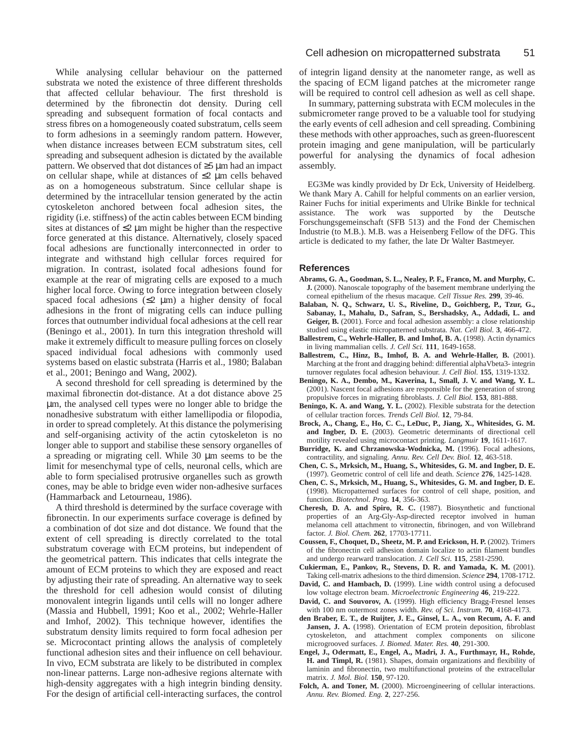While analysing cellular behaviour on the patterned substrata we noted the existence of three different thresholds that affected cellular behaviour. The first threshold is determined by the fibronectin dot density. During cell spreading and subsequent formation of focal contacts and stress fibres on a homogeneously coated substratum, cells seem to form adhesions in a seemingly random pattern. However, when distance increases between ECM substratum sites, cell spreading and subsequent adhesion is dictated by the available pattern. We observed that dot distances of ≥5 μm had an impact on cellular shape, while at distances of ≤2 μm cells behaved as on a homogeneous substratum. Since cellular shape is determined by the intracellular tension generated by the actin cytoskeleton anchored between focal adhesion sites, the rigidity (i.e. stiffness) of the actin cables between ECM binding sites at distances of ≤2 μm might be higher than the respective force generated at this distance. Alternatively, closely spaced focal adhesions are functionally interconnected in order to integrate and withstand high cellular forces required for migration. In contrast, isolated focal adhesions found for example at the rear of migrating cells are exposed to a much higher local force. Owing to force integration between closely spaced focal adhesions (≤2 μm) a higher density of focal adhesions in the front of migrating cells can induce pulling forces that outnumber individual focal adhesions at the cell rear (Beningo et al., 2001). In turn this integration threshold will make it extremely difficult to measure pulling forces on closely spaced individual focal adhesions with commonly used systems based on elastic substrata (Harris et al., 1980; Balaban et al., 2001; Beningo and Wang, 2002).

A second threshold for cell spreading is determined by the maximal fibronectin dot-distance. At a dot distance above 25 μm, the analysed cell types were no longer able to bridge the nonadhesive substratum with either lamellipodia or filopodia, in order to spread completely. At this distance the polymerising and self-organising activity of the actin cytoskeleton is no longer able to support and stabilise these sensory organelles of a spreading or migrating cell. While 30 μm seems to be the limit for mesenchymal type of cells, neuronal cells, which are able to form specialised protrusive organelles such as growth cones, may be able to bridge even wider non-adhesive surfaces (Hammarback and Letourneau, 1986).

A third threshold is determined by the surface coverage with fibronectin. In our experiments surface coverage is defined by a combination of dot size and dot distance. We found that the extent of cell spreading is directly correlated to the total substratum coverage with ECM proteins, but independent of the geometrical pattern. This indicates that cells integrate the amount of ECM proteins to which they are exposed and react by adjusting their rate of spreading. An alternative way to seek the threshold for cell adhesion would consist of diluting monovalent integrin ligands until cells will no longer adhere (Massia and Hubbell, 1991; Koo et al., 2002; Wehrle-Haller and Imhof, 2002). This technique however, identifies the substratum density limits required to form focal adhesion per se. Microcontact printing allows the analysis of completely functional adhesion sites and their influence on cell behaviour. In vivo, ECM substrata are likely to be distributed in complex non-linear patterns. Large non-adhesive regions alternate with high-density aggregates with a high integrin binding density. For the design of artificial cell-interacting surfaces, the control of integrin ligand density at the nanometer range, as well as the spacing of ECM ligand patches at the micrometer range will be required to control cell adhesion as well as cell shape.

In summary, patterning substrata with ECM molecules in the submicrometer range proved to be a valuable tool for studying the early events of cell adhesion and cell spreading. Combining these methods with other approaches, such as green-fluorescent protein imaging and gene manipulation, will be particularly powerful for analysing the dynamics of focal adhesion assembly.

EG3Me was kindly provided by Dr Eck, University of Heidelberg. We thank Mary A. Cahill for helpful comments on an earlier version, Rainer Fuchs for initial experiments and Ulrike Binkle for technical assistance. The work was supported by the Deutsche Forschungsgemeinschaft (SFB 513) and the Fond der Chemischen Industrie (to M.B.). M.B. was a Heisenberg Fellow of the DFG. This article is dedicated to my father, the late Dr Walter Bastmeyer.

## References

**Abrams, G. A., Goodman, S. L., Nealey, P. F., Franco, M. and Murphy, C. J.** (2000). Nanoscale topography of the basement membrane underlying the corneal epithelium of the rhesus macaque. *Cell Tissue Res.* **299**, 39-46.

**Balaban, N. Q., Schwarz, U. S., Riveline, D., Goichberg, P., Tzur, G., Sabanay, I., Mahalu, D., Safran, S., Bershadsky, A., Addadi, L. and Geiger, B.** (2001). Force and focal adhesion assembly: a close relationship studied using elastic micropatterned substrata. *Nat. Cell Biol.* **3**, 466-472.

**Ballestrem, C., Wehrle-Haller, B. and Imhof, B. A.** (1998). Actin dynamics in living mammalian cells. *J. Cell Sci.* **111**, 1649-1658.

**Ballestrem, C., Hinz, B., Imhof, B. A. and Wehrle-Haller, B.** (2001). Marching at the front and dragging behind: differential alphaVbeta3- integrin turnover regulates focal adhesion behaviour. *J. Cell Biol.* **155**, 1319-1332.

**Beningo, K. A., Dembo, M., Kaverina, I., Small, J. V. and Wang, Y. L.** (2001). Nascent focal adhesions are responsible for the generation of strong propulsive forces in migrating fibroblasts. *J. Cell Biol.* **153**, 881-888.

**Beningo, K. A. and Wang, Y. L.** (2002). Flexible substrata for the detection of cellular traction forces. *Trends Cell Biol.* **12**, 79-84.

**Brock, A., Chang, E., Ho, C. C., LeDuc, P., Jiang, X., Whitesides, G. M. and Ingber, D. E.** (2003). Geometric determinants of directional cell motility revealed using microcontact printing. *Langmuir* **19**, 1611-1617.

**Burridge, K. and Chrzanowska-Wodnicka, M.** (1996). Focal adhesions, contractility, and signaling. *Annu. Rev. Cell Dev. Biol.* **12**, 463-518.

**Chen, C. S., Mrksich, M., Huang, S., Whitesides, G. M. and Ingber, D. E.** (1997). Geometric control of cell life and death. *Science* **276**, 1425-1428.

**Chen, C. S., Mrksich, M., Huang, S., Whitesides, G. M. and Ingber, D. E.** (1998). Micropatterned surfaces for control of cell shape, position, and function. *Biotechnol. Prog.* **14**, 356-363.

**Cheresh, D. A. and Spiro, R. C.** (1987). Biosynthetic and functional properties of an Arg-Gly-Asp-directed receptor involved in human melanoma cell attachment to vitronectin, fibrinogen, and von Willebrand factor. *J. Biol. Chem.* **262**, 17703-17711.

**Coussen, F., Choquet, D., Sheetz, M. P. and Erickson, H. P.** (2002). Trimers of the fibronectin cell adhesion domain localize to actin filament bundles and undergo rearward translocation. *J. Cell Sci.* **115**, 2581-2590.

**Cukierman, E., Pankov, R., Stevens, D. R. and Yamada, K. M.** (2001). Taking cell-matrix adhesions to the third dimension. *Science* **294**, 1708-1712.

**David, C. and Hambach, D.** (1999). Line width control using a defocused low voltage electron beam. *Microelectronic Engineering* **46**, 219-222.

**David, C. and Souvorov, A.** (1999). High efficiency Bragg-Fresnel lenses with 100 nm outermost zones width. *Rev. of Sci. Instrum.* **70**, 4168-4173.

**den Braber, E. T., de Ruijter, J. E., Ginsel, L. A., von Recum, A. F. and Jansen, J. A.** (1998). Orientation of ECM protein deposition, fibroblast cytoskeleton, and attachment complex components on silicone microgrooved surfaces. *J. Biomed. Mater. Res.* **40**, 291-300.

**Engel, J., Odermatt, E., Engel, A., Madri, J. A., Furthmayr, H., Rohde, H. and Timpl, R.** (1981). Shapes, domain organizations and flexibility of laminin and fibronectin, two multifunctional proteins of the extracellular matrix. *J. Mol. Biol.* **150**, 97-120.

**Folch, A. and Toner, M.** (2000). Microengineering of cellular interactions. *Annu. Rev. Biomed. Eng.* **2**, 227-256.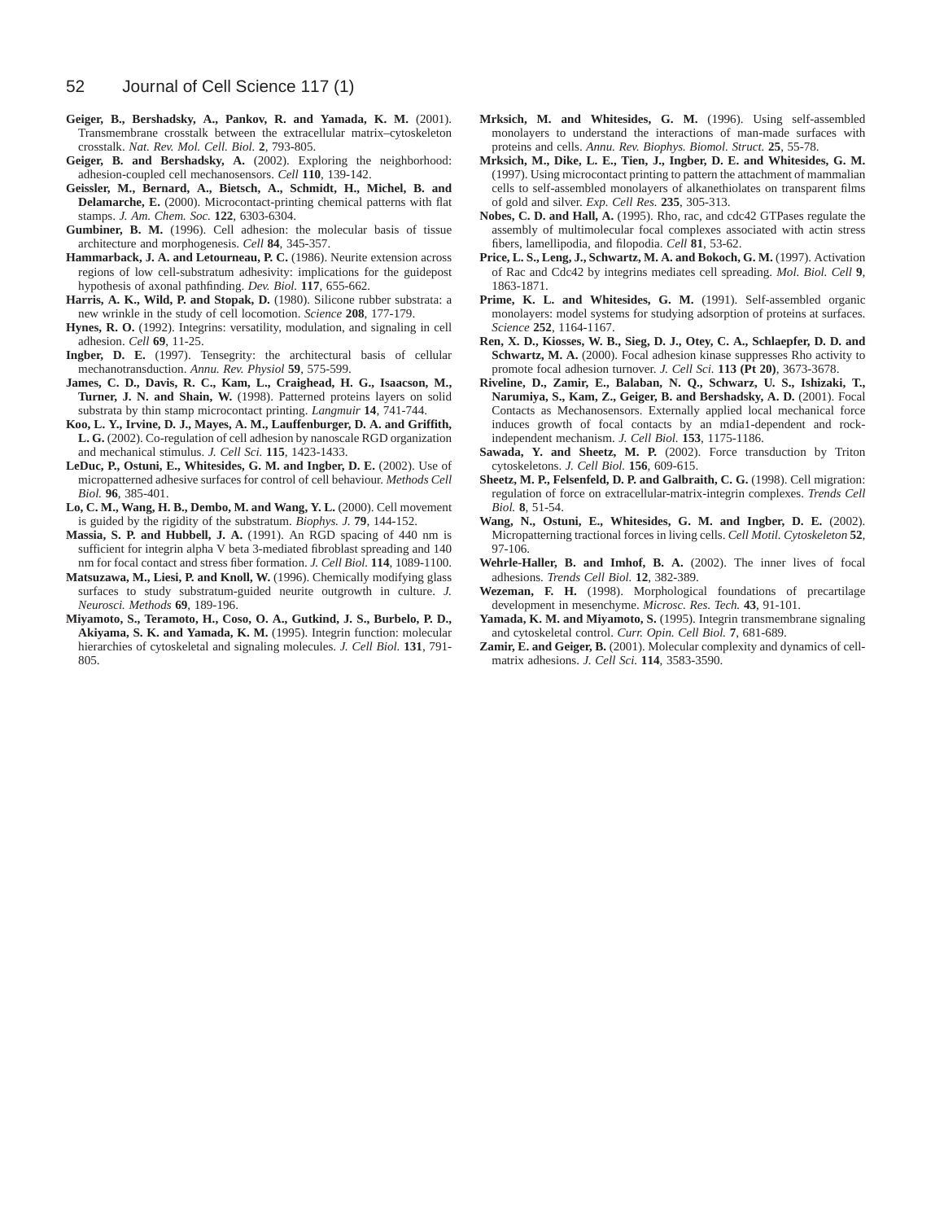**Geiger, B., Bershadsky, A., Pankov, R. and Yamada, K. M.** (2001). Transmembrane crosstalk between the extracellular matrix–cytoskeleton crosstalk. *Nat. Rev. Mol. Cell. Biol.* **2**, 793-805.

**Geiger, B. and Bershadsky, A.** (2002). Exploring the neighborhood: adhesion-coupled cell mechanosensors. *Cell* **110**, 139-142.

**Geissler, M., Bernard, A., Bietsch, A., Schmidt, H., Michel, B. and Delamarche, E.** (2000). Microcontact-printing chemical patterns with flat stamps. *J. Am. Chem. Soc.* **122**, 6303-6304.

**Gumbiner, B. M.** (1996). Cell adhesion: the molecular basis of tissue architecture and morphogenesis. *Cell* **84**, 345-357.

**Hammarback, J. A. and Letourneau, P. C.** (1986). Neurite extension across regions of low cell-substratum adhesivity: implications for the guidepost hypothesis of axonal pathfinding. *Dev. Biol.* **117**, 655-662.

**Harris, A. K., Wild, P. and Stopak, D.** (1980). Silicone rubber substrata: a new wrinkle in the study of cell locomotion. *Science* **208**, 177-179.

**Hynes, R. O.** (1992). Integrins: versatility, modulation, and signaling in cell adhesion. *Cell* **69**, 11-25.

**Ingber, D. E.** (1997). Tensegrity: the architectural basis of cellular mechanotransduction. *Annu. Rev. Physiol* **59**, 575-599.

**James, C. D., Davis, R. C., Kam, L., Craighead, H. G., Isaacson, M., Turner, J. N. and Shain, W.** (1998). Patterned proteins layers on solid substrata by thin stamp microcontact printing. *Langmuir* **14**, 741-744.

**Koo, L. Y., Irvine, D. J., Mayes, A. M., Lauffenburger, D. A. and Griffith, L. G.** (2002). Co-regulation of cell adhesion by nanoscale RGD organization and mechanical stimulus. *J. Cell Sci.* **115**, 1423-1433.

**LeDuc, P., Ostuni, E., Whitesides, G. M. and Ingber, D. E.** (2002). Use of micropatterned adhesive surfaces for control of cell behaviour. *Methods Cell Biol.* **96**, 385-401.

**Lo, C. M., Wang, H. B., Dembo, M. and Wang, Y. L.** (2000). Cell movement is guided by the rigidity of the substratum. *Biophys. J.* **79**, 144-152.

**Massia, S. P. and Hubbell, J. A.** (1991). An RGD spacing of 440 nm is sufficient for integrin alpha V beta 3-mediated fibroblast spreading and 140 nm for focal contact and stress fiber formation. *J. Cell Biol.* **114**, 1089-1100.

**Matsuzawa, M., Liesi, P. and Knoll, W.** (1996). Chemically modifying glass surfaces to study substratum-guided neurite outgrowth in culture. *J. Neurosci. Methods* **69**, 189-196.

**Miyamoto, S., Teramoto, H., Coso, O. A., Gutkind, J. S., Burbelo, P. D., Akiyama, S. K. and Yamada, K. M.** (1995). Integrin function: molecular hierarchies of cytoskeletal and signaling molecules. *J. Cell Biol.* **131**, 791-805.

**Mrksich, M. and Whitesides, G. M.** (1996). Using self-assembled monolayers to understand the interactions of man-made surfaces with proteins and cells. *Annu. Rev. Biophys. Biomol. Struct.* **25**, 55-78.

**Mrksich, M., Dike, L. E., Tien, J., Ingber, D. E. and Whitesides, G. M.** (1997). Using microcontact printing to pattern the attachment of mammalian cells to self-assembled monolayers of alkanethiolates on transparent films of gold and silver. *Exp. Cell Res.* **235**, 305-313.

**Nobes, C. D. and Hall, A.** (1995). Rho, rac, and cdc42 GTPases regulate the assembly of multimolecular focal complexes associated with actin stress fibers, lamellipodia, and filopodia. *Cell* **81**, 53-62.

**Price, L. S., Leng, J., Schwartz, M. A. and Bokoch, G. M.** (1997). Activation of Rac and Cdc42 by integrins mediates cell spreading. *Mol. Biol. Cell* **9**, 1863-1871.

**Prime, K. L. and Whitesides, G. M.** (1991). Self-assembled organic monolayers: model systems for studying adsorption of proteins at surfaces. *Science* **252**, 1164-1167.

**Ren, X. D., Kiosses, W. B., Sieg, D. J., Otey, C. A., Schlaepfer, D. D. and Schwartz, M. A.** (2000). Focal adhesion kinase suppresses Rho activity to promote focal adhesion turnover. *J. Cell Sci.* **113 (Pt 20)**, 3673-3678.

**Riveline, D., Zamir, E., Balaban, N. Q., Schwarz, U. S., Ishizaki, T., Narumiya, S., Kam, Z., Geiger, B. and Bershadsky, A. D.** (2001). Focal Contacts as Mechanosensors. Externally applied local mechanical force induces growth of focal contacts by an mdia1-dependent and rock-independent mechanism. *J. Cell Biol.* **153**, 1175-1186.

**Sawada, Y. and Sheetz, M. P.** (2002). Force transduction by Triton cytoskeletons. *J. Cell Biol.* **156**, 609-615.

**Sheetz, M. P., Felsenfeld, D. P. and Galbraith, C. G.** (1998). Cell migration: regulation of force on extracellular-matrix-integrin complexes. *Trends Cell Biol.* **8**, 51-54.

**Wang, N., Ostuni, E., Whitesides, G. M. and Ingber, D. E.** (2002). Micropatterning tractional forces in living cells. *Cell Motil. Cytoskeleton* **52**, 97-106.

**Wehrle-Haller, B. and Imhof, B. A.** (2002). The inner lives of focal adhesions. *Trends Cell Biol.* **12**, 382-389.

**Wezeman, F. H.** (1998). Morphological foundations of precartilage development in mesenchyme. *Microsc. Res. Tech.* **43**, 91-101.

**Yamada, K. M. and Miyamoto, S.** (1995). Integrin transmembrane signaling and cytoskeletal control. *Curr. Opin. Cell Biol.* **7**, 681-689.

**Zamir, E. and Geiger, B.** (2001). Molecular complexity and dynamics of cell-matrix adhesions. *J. Cell Sci.* **114**, 3583-3590.